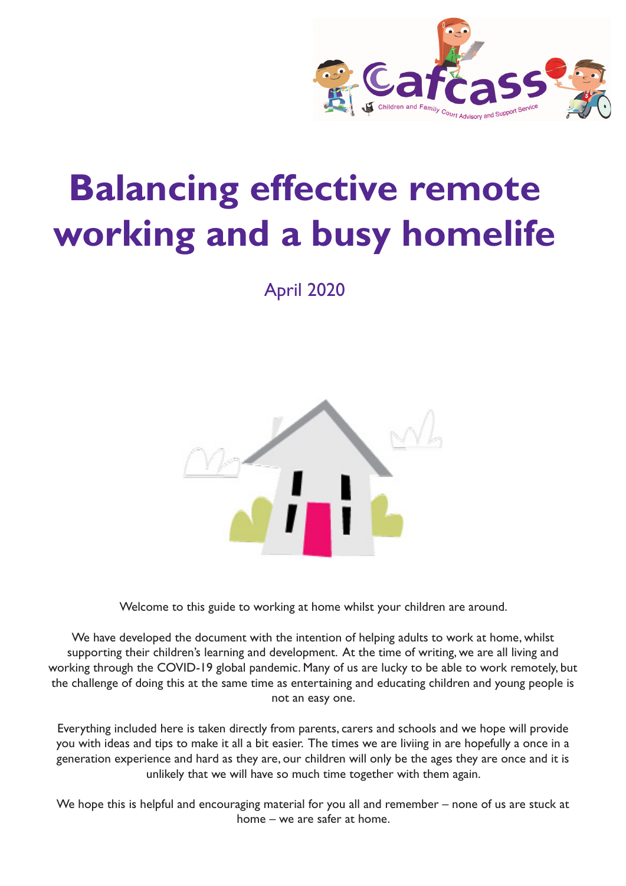# Balancing effective remote working and a busy homelife

April 2020

Welcome to this guide to working at home whilst your children are around.

We have developed the document with the intention of helping adults to work at home, whilst supporting their children's learning and development. At the time of writing, we are all living and working through the COVID-19 global pandemic. Many of us are lucky to be able to work remotely, but the challenge of doing this at the same time as entertaining and educating children and young people is not an easy one.

Everything included here is taken directly from parents, carers and schools and we hope will provide you with ideas and tips to make it all a bit easier. The times we are liviing in are hopefully a once in a generation experience and hard as they are, our children will only be the ages they are once and it is unlikely that we will have so much time together with them again.

We hope this is helpful and encouraging material for you all and remember – none of us are stuck at home – we are safer at home.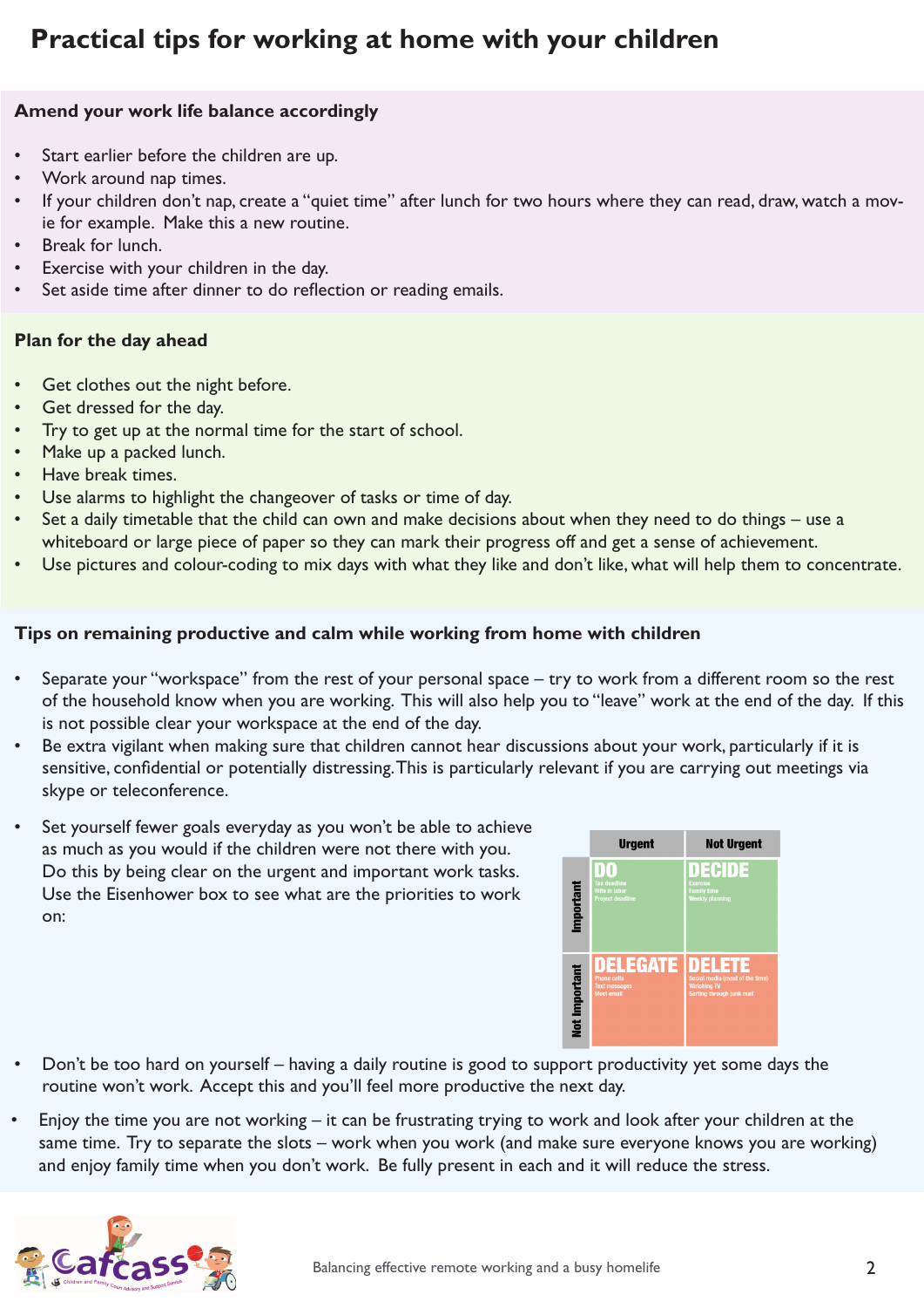# Practical tips for working at home with your children

## Amend your work life balance accordingly

- Start earlier before the children are up.
- Work around nap times.
- If your children don't nap, create a "quiet time" after lunch for two hours where they can read, draw, watch a movie for example. Make this a new routine.
- Break for lunch.
- Exercise with your children in the day.
- Set aside time after dinner to do reflection or reading emails.

## Plan for the day ahead

- Get clothes out the night before.
- Get dressed for the day.
- Try to get up at the normal time for the start of school.
- Make up a packed lunch.
- Have break times.
- Use alarms to highlight the changeover of tasks or time of day.
- Set a daily timetable that the child can own and make decisions about when they need to do things – use a whiteboard or large piece of paper so they can mark their progress off and get a sense of achievement.
- Use pictures and colour-coding to mix days with what they like and don't like, what will help them to concentrate.

## Tips on remaining productive and calm while working from home with children

- Separate your "workspace" from the rest of your personal space – try to work from a different room so the rest of the household know when you are working. This will also help you to "leave" work at the end of the day. If this is not possible clear your workspace at the end of the day.
- Be extra vigilant when making sure that children cannot hear discussions about your work, particularly if it is sensitive, confidential or potentially distressing. This is particularly relevant if you are carrying out meetings via skype or teleconference.
- Set yourself fewer goals everyday as you won't be able to achieve as much as you would if the children were not there with you. Do this by being clear on the urgent and important work tasks. Use the Eisenhower box to see what are the priorities to work on:

| | Urgent | Not Urgent |
|---|---|---|
| Important | **DO** Tax deadline, Wife in labor, Project deadline | **DECIDE** Exercise, Family time, Weekly planning |
| Not Important | **DELEGATE** Phone calls, Text messages, Most email | **DELETE** Social media (most of the time), Watching TV, Sorting through junk mail |

- Don't be too hard on yourself – having a daily routine is good to support productivity yet some days the routine won't work. Accept this and you'll feel more productive the next day.
- Enjoy the time you are not working – it can be frustrating trying to work and look after your children at the same time. Try to separate the slots – work when you work (and make sure everyone knows you are working) and enjoy family time when you don't work. Be fully present in each and it will reduce the stress.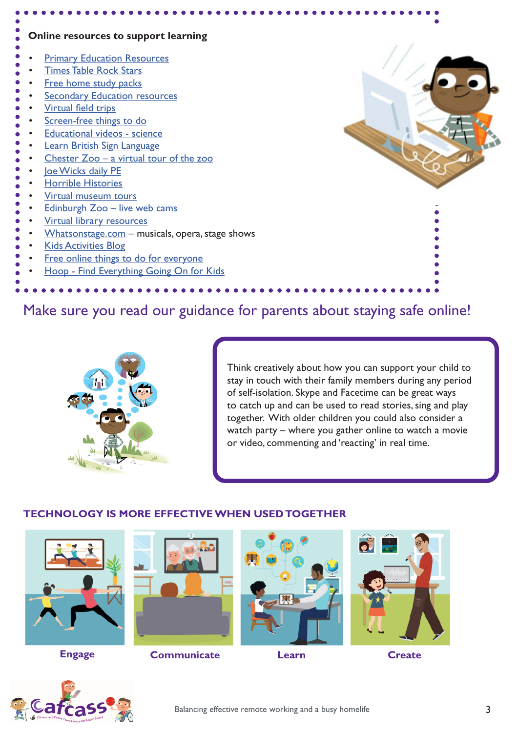## Online resources to support learning

- Primary Education Resources
- Times Table Rock Stars
- Free home study packs
- Secondary Education resources
- Virtual field trips
- Screen-free things to do
- Educational videos - science
- Learn British Sign Language
- Chester Zoo – a virtual tour of the zoo
- Joe Wicks daily PE
- Horrible Histories
- Virtual museum tours
- Edinburgh Zoo – live web cams
- Virtual library resources
- Whatsonstage.com – musicals, opera, stage shows
- Kids Activities Blog
- Free online things to do for everyone
- Hoop - Find Everything Going On for Kids

## Make sure you read our guidance for parents about staying safe online!

Think creatively about how you can support your child to stay in touch with their family members during any period of self-isolation. Skype and Facetime can be great ways to catch up and can be used to read stories, sing and play together. With older children you could also consider a watch party – where you gather online to watch a movie or video, commenting and 'reacting' in real time.

## TECHNOLOGY IS MORE EFFECTIVE WHEN USED TOGETHER

**Engage** **Communicate** **Learn** **Create**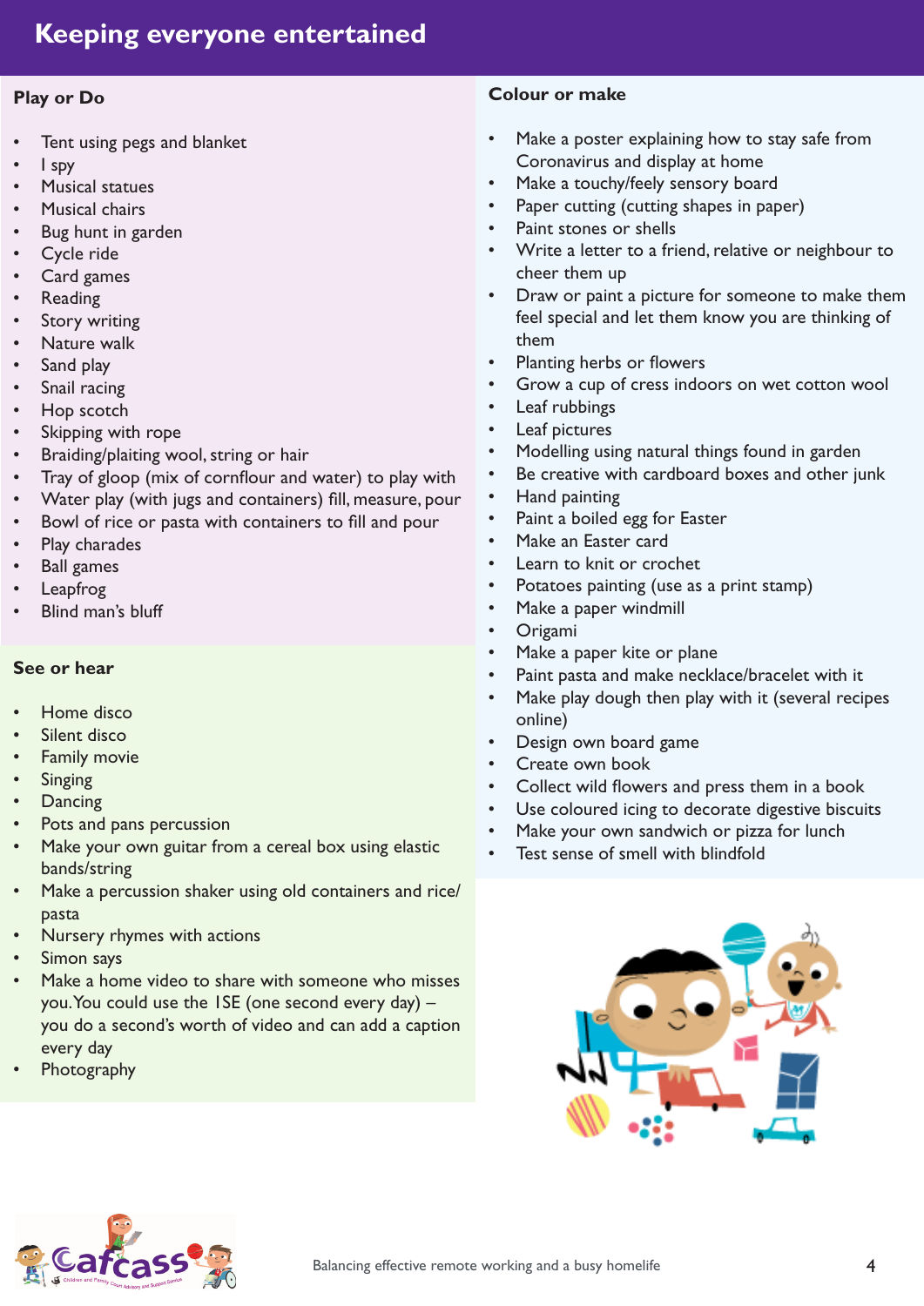# Keeping everyone entertained

## Play or Do

- Tent using pegs and blanket
- I spy
- Musical statues
- Musical chairs
- Bug hunt in garden
- Cycle ride
- Card games
- Reading
- Story writing
- Nature walk
- Sand play
- Snail racing
- Hop scotch
- Skipping with rope
- Braiding/plaiting wool, string or hair
- Tray of gloop (mix of cornflour and water) to play with
- Water play (with jugs and containers) fill, measure, pour
- Bowl of rice or pasta with containers to fill and pour
- Play charades
- Ball games
- Leapfrog
- Blind man's bluff

## See or hear

- Home disco
- Silent disco
- Family movie
- Singing
- Dancing
- Pots and pans percussion
- Make your own guitar from a cereal box using elastic bands/string
- Make a percussion shaker using old containers and rice/pasta
- Nursery rhymes with actions
- Simon says
- Make a home video to share with someone who misses you. You could use the 1SE (one second every day) – you do a second's worth of video and can add a caption every day
- Photography

## Colour or make

- Make a poster explaining how to stay safe from Coronavirus and display at home
- Make a touchy/feely sensory board
- Paper cutting (cutting shapes in paper)
- Paint stones or shells
- Write a letter to a friend, relative or neighbour to cheer them up
- Draw or paint a picture for someone to make them feel special and let them know you are thinking of them
- Planting herbs or flowers
- Grow a cup of cress indoors on wet cotton wool
- Leaf rubbings
- Leaf pictures
- Modelling using natural things found in garden
- Be creative with cardboard boxes and other junk
- Hand painting
- Paint a boiled egg for Easter
- Make an Easter card
- Learn to knit or crochet
- Potatoes painting (use as a print stamp)
- Make a paper windmill
- Origami
- Make a paper kite or plane
- Paint pasta and make necklace/bracelet with it
- Make play dough then play with it (several recipes online)
- Design own board game
- Create own book
- Collect wild flowers and press them in a book
- Use coloured icing to decorate digestive biscuits
- Make your own sandwich or pizza for lunch
- Test sense of smell with blindfold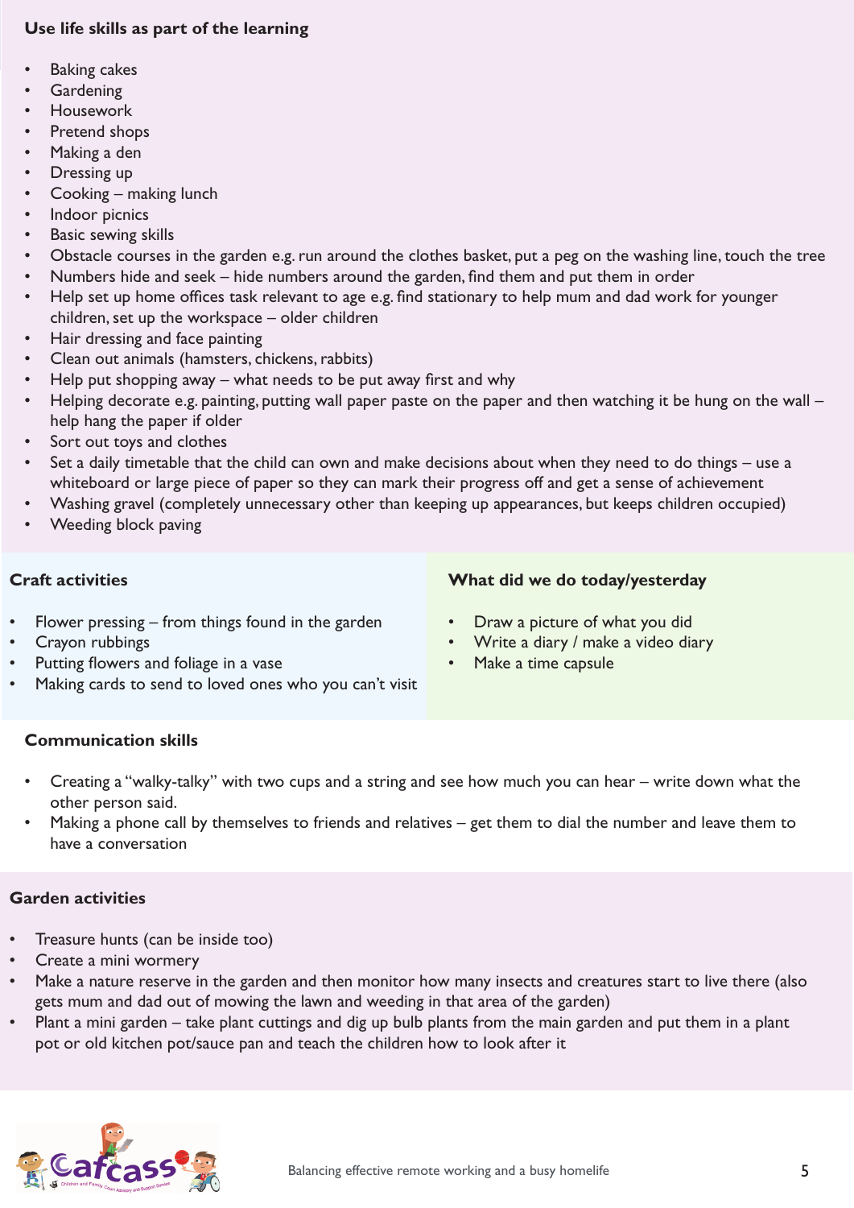## Use life skills as part of the learning

- Baking cakes
- Gardening
- Housework
- Pretend shops
- Making a den
- Dressing up
- Cooking – making lunch
- Indoor picnics
- Basic sewing skills
- Obstacle courses in the garden e.g. run around the clothes basket, put a peg on the washing line, touch the tree
- Numbers hide and seek – hide numbers around the garden, find them and put them in order
- Help set up home offices task relevant to age e.g. find stationary to help mum and dad work for younger children, set up the workspace – older children
- Hair dressing and face painting
- Clean out animals (hamsters, chickens, rabbits)
- Help put shopping away – what needs to be put away first and why
- Helping decorate e.g. painting, putting wall paper paste on the paper and then watching it be hung on the wall – help hang the paper if older
- Sort out toys and clothes
- Set a daily timetable that the child can own and make decisions about when they need to do things – use a whiteboard or large piece of paper so they can mark their progress off and get a sense of achievement
- Washing gravel (completely unnecessary other than keeping up appearances, but keeps children occupied)
- Weeding block paving

## Craft activities

- Flower pressing – from things found in the garden
- Crayon rubbings
- Putting flowers and foliage in a vase
- Making cards to send to loved ones who you can't visit

## What did we do today/yesterday

- Draw a picture of what you did
- Write a diary / make a video diary
- Make a time capsule

## Communication skills

- Creating a "walky-talky" with two cups and a string and see how much you can hear – write down what the other person said.
- Making a phone call by themselves to friends and relatives – get them to dial the number and leave them to have a conversation

## Garden activities

- Treasure hunts (can be inside too)
- Create a mini wormery
- Make a nature reserve in the garden and then monitor how many insects and creatures start to live there (also gets mum and dad out of mowing the lawn and weeding in that area of the garden)
- Plant a mini garden – take plant cuttings and dig up bulb plants from the main garden and put them in a plant pot or old kitchen pot/sauce pan and teach the children how to look after it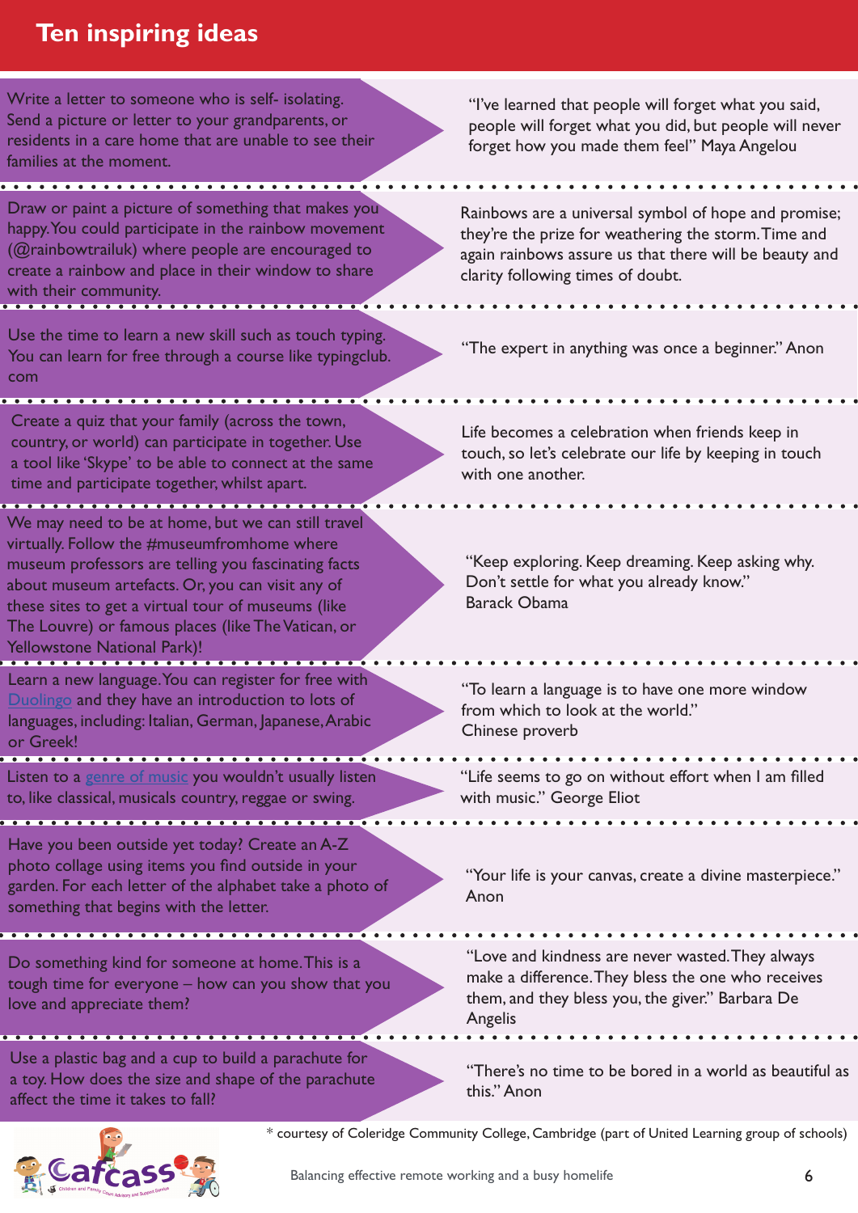## Ten inspiring ideas

| Idea | Quote |
| --- | --- |
| Write a letter to someone who is self- isolating. Send a picture or letter to your grandparents, or residents in a care home that are unable to see their families at the moment. | "I've learned that people will forget what you said, people will forget what you did, but people will never forget how you made them feel" Maya Angelou |
| Draw or paint a picture of something that makes you happy. You could participate in the rainbow movement (@rainbowtrailuk) where people are encouraged to create a rainbow and place in their window to share with their community. | Rainbows are a universal symbol of hope and promise; they're the prize for weathering the storm. Time and again rainbows assure us that there will be beauty and clarity following times of doubt. |
| Use the time to learn a new skill such as touch typing. You can learn for free through a course like typingclub.com | "The expert in anything was once a beginner." Anon |
| Create a quiz that your family (across the town, country, or world) can participate in together. Use a tool like 'Skype' to be able to connect at the same time and participate together, whilst apart. | Life becomes a celebration when friends keep in touch, so let's celebrate our life by keeping in touch with one another. |
| We may need to be at home, but we can still travel virtually. Follow the #museumfromhome where museum professors are telling you fascinating facts about museum artefacts. Or, you can visit any of these sites to get a virtual tour of museums (like The Louvre) or famous places (like The Vatican, or Yellowstone National Park)! | "Keep exploring. Keep dreaming. Keep asking why. Don't settle for what you already know." Barack Obama |
| Learn a new language. You can register for free with Duolingo and they have an introduction to lots of languages, including: Italian, German, Japanese, Arabic or Greek! | "To learn a language is to have one more window from which to look at the world." Chinese proverb |
| Listen to a genre of music you wouldn't usually listen to, like classical, musicals country, reggae or swing. | "Life seems to go on without effort when I am filled with music." George Eliot |
| Have you been outside yet today? Create an A-Z photo collage using items you find outside in your garden. For each letter of the alphabet take a photo of something that begins with the letter. | "Your life is your canvas, create a divine masterpiece." Anon |
| Do something kind for someone at home. This is a tough time for everyone – how can you show that you love and appreciate them? | "Love and kindness are never wasted. They always make a difference. They bless the one who receives them, and they bless you, the giver." Barbara De Angelis |
| Use a plastic bag and a cup to build a parachute for a toy. How does the size and shape of the parachute affect the time it takes to fall? | "There's no time to be bored in a world as beautiful as this." Anon |

* courtesy of Coleridge Community College, Cambridge (part of United Learning group of schools)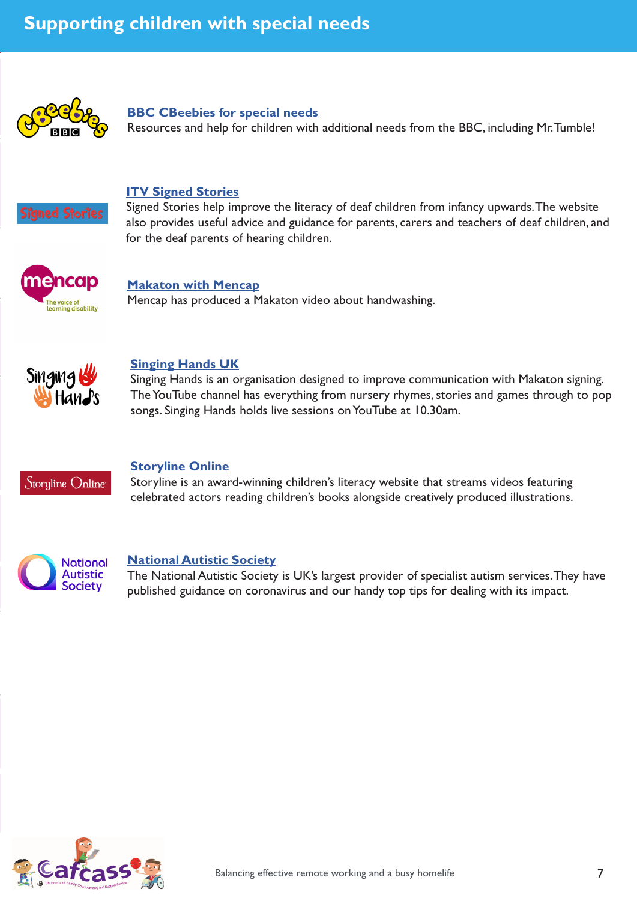# Supporting children with special needs

**BBC CBeebies for special needs**
Resources and help for children with additional needs from the BBC, including Mr. Tumble!

**ITV Signed Stories**
Signed Stories help improve the literacy of deaf children from infancy upwards. The website also provides useful advice and guidance for parents, carers and teachers of deaf children, and for the deaf parents of hearing children.

**Makaton with Mencap**
Mencap has produced a Makaton video about handwashing.

**Singing Hands UK**
Singing Hands is an organisation designed to improve communication with Makaton signing. The YouTube channel has everything from nursery rhymes, stories and games through to pop songs. Singing Hands holds live sessions on YouTube at 10.30am.

**Storyline Online**
Storyline is an award-winning children's literacy website that streams videos featuring celebrated actors reading children's books alongside creatively produced illustrations.

**National Autistic Society**
The National Autistic Society is UK's largest provider of specialist autism services. They have published guidance on coronavirus and our handy top tips for dealing with its impact.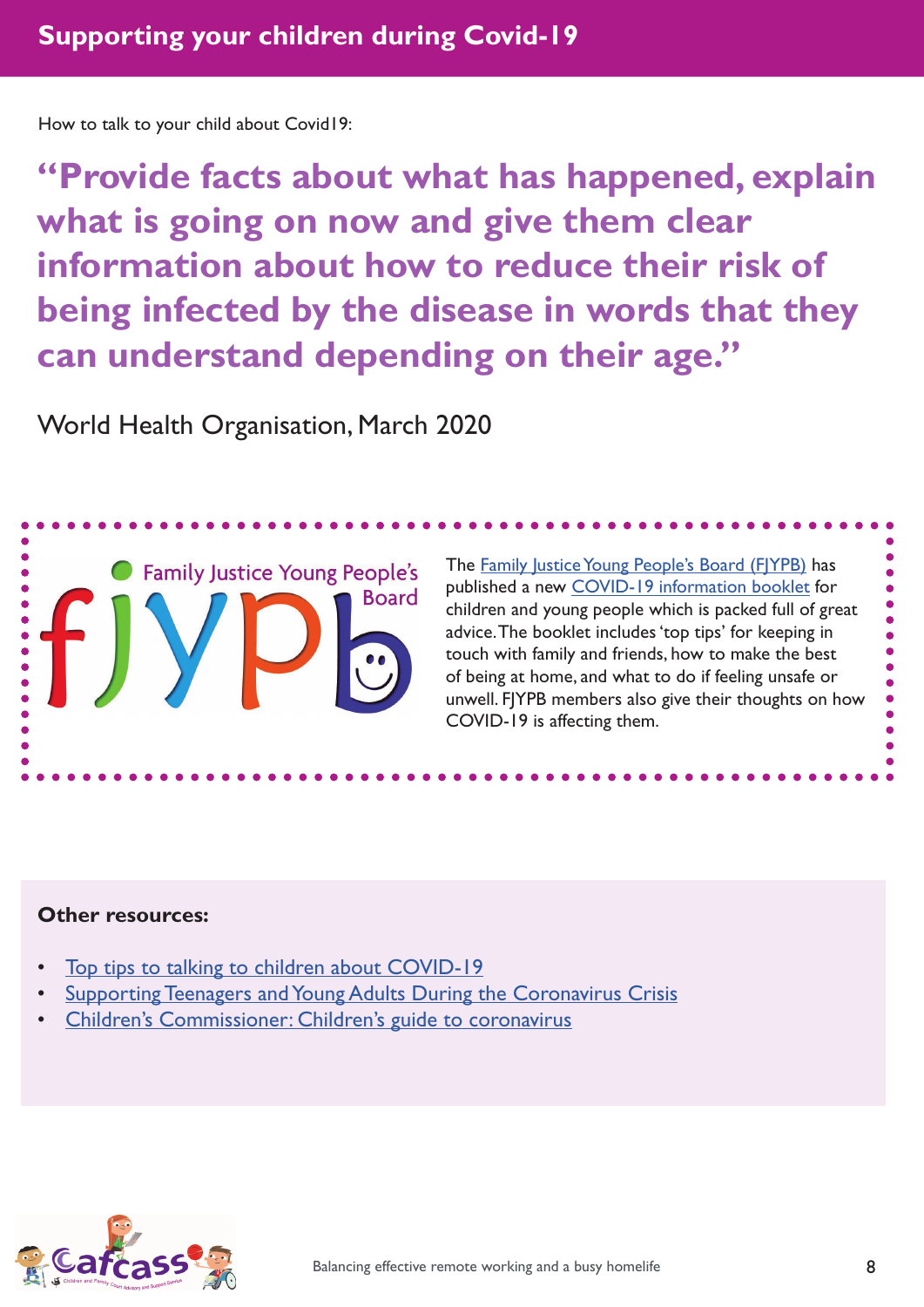# Supporting your children during Covid-19

How to talk to your child about Covid19:

## "Provide facts about what has happened, explain what is going on now and give them clear information about how to reduce their risk of being infected by the disease in words that they can understand depending on their age."

World Health Organisation, March 2020

The Family Justice Young People's Board (FJYPB) has published a new COVID-19 information booklet for children and young people which is packed full of great advice. The booklet includes 'top tips' for keeping in touch with family and friends, how to make the best of being at home, and what to do if feeling unsafe or unwell. FJYPB members also give their thoughts on how COVID-19 is affecting them.

**Other resources:**

- Top tips to talking to children about COVID-19
- Supporting Teenagers and Young Adults During the Coronavirus Crisis
- Children's Commissioner: Children's guide to coronavirus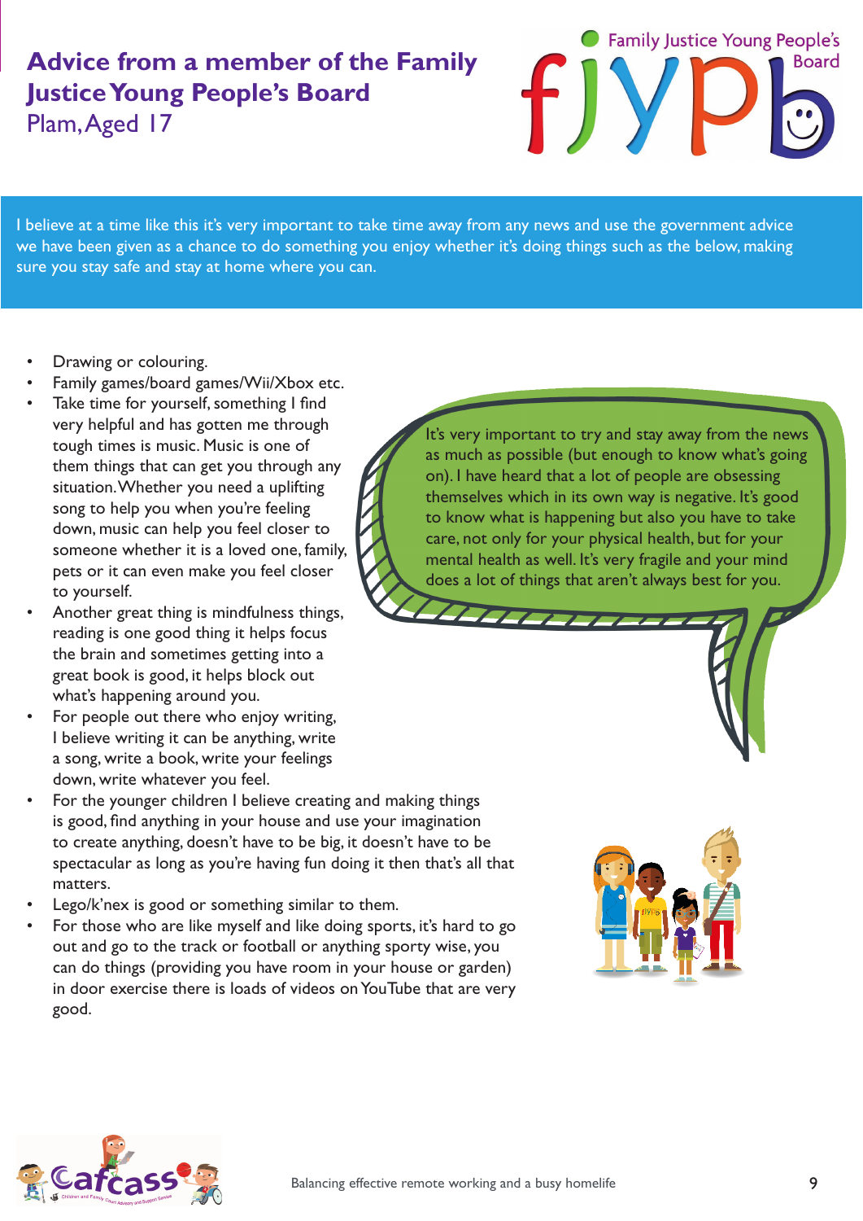# Advice from a member of the Family Justice Young People's Board

Plam, Aged 17

I believe at a time like this it's very important to take time away from any news and use the government advice we have been given as a chance to do something you enjoy whether it's doing things such as the below, making sure you stay safe and stay at home where you can.

- Drawing or colouring.
- Family games/board games/Wii/Xbox etc.
- Take time for yourself, something I find very helpful and has gotten me through tough times is music. Music is one of them things that can get you through any situation. Whether you need a uplifting song to help you when you're feeling down, music can help you feel closer to someone whether it is a loved one, family, pets or it can even make you feel closer to yourself.
- Another great thing is mindfulness things, reading is one good thing it helps focus the brain and sometimes getting into a great book is good, it helps block out what's happening around you.
- For people out there who enjoy writing, I believe writing it can be anything, write a song, write a book, write your feelings down, write whatever you feel.
- For the younger children I believe creating and making things is good, find anything in your house and use your imagination to create anything, doesn't have to be big, it doesn't have to be spectacular as long as you're having fun doing it then that's all that matters.
- Lego/k'nex is good or something similar to them.
- For those who are like myself and like doing sports, it's hard to go out and go to the track or football or anything sporty wise, you can do things (providing you have room in your house or garden) in door exercise there is loads of videos on YouTube that are very good.

It's very important to try and stay away from the news as much as possible (but enough to know what's going on). I have heard that a lot of people are obsessing themselves which in its own way is negative. It's good to know what is happening but also you have to take care, not only for your physical health, but for your mental health as well. It's very fragile and your mind does a lot of things that aren't always best for you.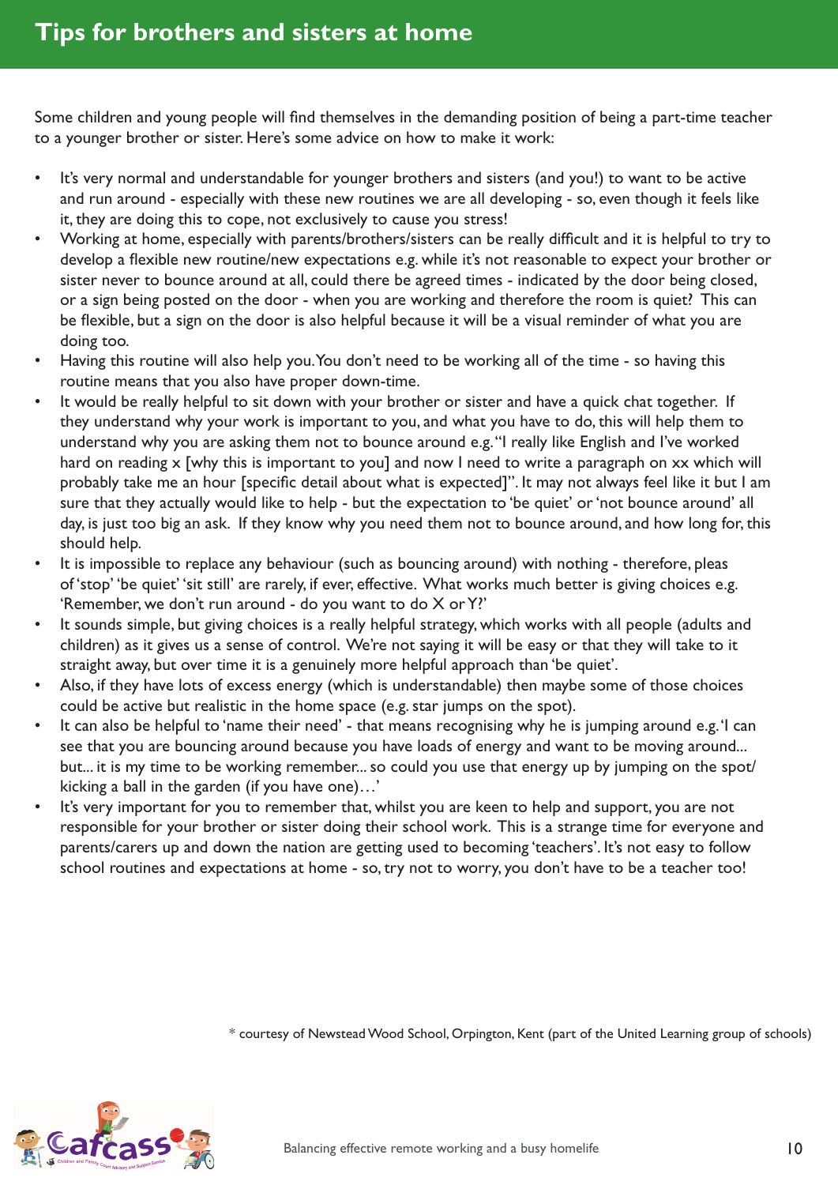# Tips for brothers and sisters at home

Some children and young people will find themselves in the demanding position of being a part-time teacher to a younger brother or sister. Here's some advice on how to make it work:

- It's very normal and understandable for younger brothers and sisters (and you!) to want to be active and run around - especially with these new routines we are all developing - so, even though it feels like it, they are doing this to cope, not exclusively to cause you stress!
- Working at home, especially with parents/brothers/sisters can be really difficult and it is helpful to try to develop a flexible new routine/new expectations e.g. while it's not reasonable to expect your brother or sister never to bounce around at all, could there be agreed times - indicated by the door being closed, or a sign being posted on the door - when you are working and therefore the room is quiet? This can be flexible, but a sign on the door is also helpful because it will be a visual reminder of what you are doing too.
- Having this routine will also help you. You don't need to be working all of the time - so having this routine means that you also have proper down-time.
- It would be really helpful to sit down with your brother or sister and have a quick chat together. If they understand why your work is important to you, and what you have to do, this will help them to understand why you are asking them not to bounce around e.g. "I really like English and I've worked hard on reading x [why this is important to you] and now I need to write a paragraph on xx which will probably take me an hour [specific detail about what is expected]". It may not always feel like it but I am sure that they actually would like to help - but the expectation to 'be quiet' or 'not bounce around' all day, is just too big an ask. If they know why you need them not to bounce around, and how long for, this should help.
- It is impossible to replace any behaviour (such as bouncing around) with nothing - therefore, pleas of 'stop' 'be quiet' 'sit still' are rarely, if ever, effective. What works much better is giving choices e.g. 'Remember, we don't run around - do you want to do X or Y?'
- It sounds simple, but giving choices is a really helpful strategy, which works with all people (adults and children) as it gives us a sense of control. We're not saying it will be easy or that they will take to it straight away, but over time it is a genuinely more helpful approach than 'be quiet'.
- Also, if they have lots of excess energy (which is understandable) then maybe some of those choices could be active but realistic in the home space (e.g. star jumps on the spot).
- It can also be helpful to 'name their need' - that means recognising why he is jumping around e.g. 'I can see that you are bouncing around because you have loads of energy and want to be moving around... but... it is my time to be working remember... so could you use that energy up by jumping on the spot/ kicking a ball in the garden (if you have one)…'
- It's very important for you to remember that, whilst you are keen to help and support, you are not responsible for your brother or sister doing their school work. This is a strange time for everyone and parents/carers up and down the nation are getting used to becoming 'teachers'. It's not easy to follow school routines and expectations at home - so, try not to worry, you don't have to be a teacher too!

\* courtesy of Newstead Wood School, Orpington, Kent (part of the United Learning group of schools)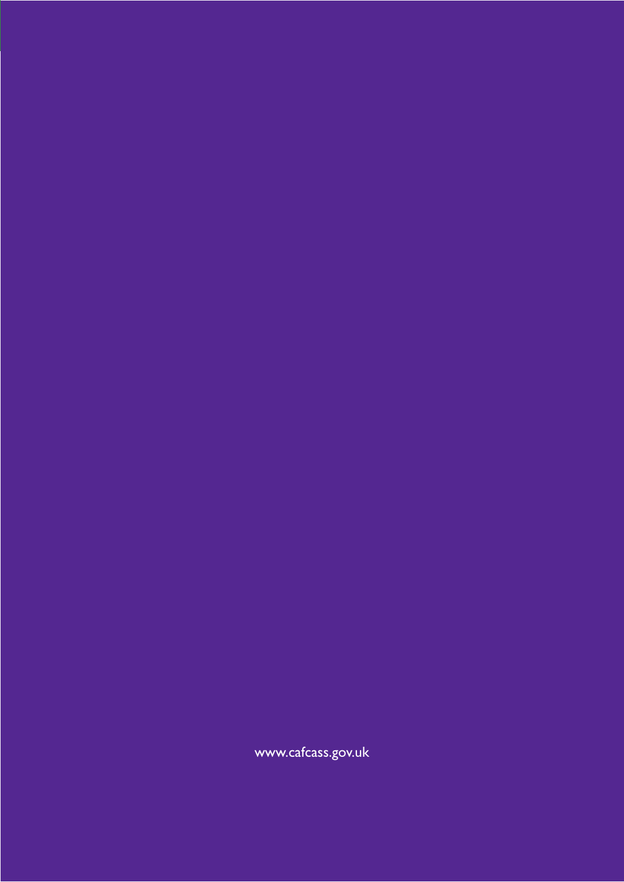www.cafcass.gov.uk